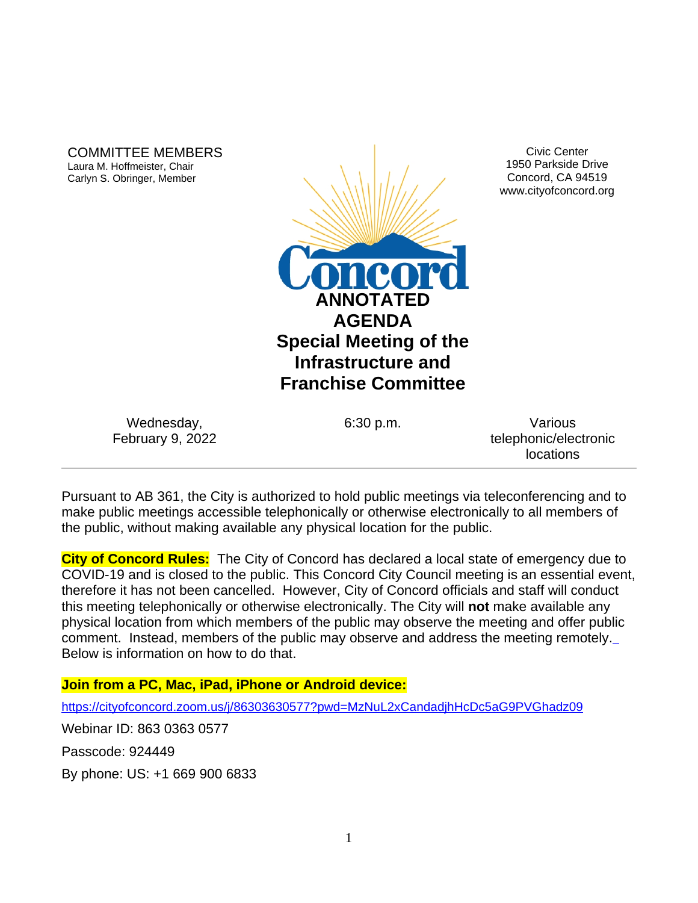COMMITTEE MEMBERS
Laura M. Hoffmeister, Chair
Carlyn S. Obringer, Member

Civic Center
1950 Parkside Drive
Concord, CA 94519
www.cityofconcord.org

# ANNOTATED AGENDA
# Special Meeting of the Infrastructure and Franchise Committee

| Wednesday, February 9, 2022 | 6:30 p.m. | Various telephonic/electronic locations |
|---|---|---|

Pursuant to AB 361, the City is authorized to hold public meetings via teleconferencing and to make public meetings accessible telephonically or otherwise electronically to all members of the public, without making available any physical location for the public.

**City of Concord Rules:** The City of Concord has declared a local state of emergency due to COVID-19 and is closed to the public. This Concord City Council meeting is an essential event, therefore it has not been cancelled. However, City of Concord officials and staff will conduct this meeting telephonically or otherwise electronically. The City will **not** make available any physical location from which members of the public may observe the meeting and offer public comment. Instead, members of the public may observe and address the meeting remotely. Below is information on how to do that.

**Join from a PC, Mac, iPad, iPhone or Android device:**

https://cityofconcord.zoom.us/j/86303630577?pwd=MzNuL2xCandadjhHcDc5aG9PVGhadz09

Webinar ID: 863 0363 0577

Passcode: 924449

By phone: US: +1 669 900 6833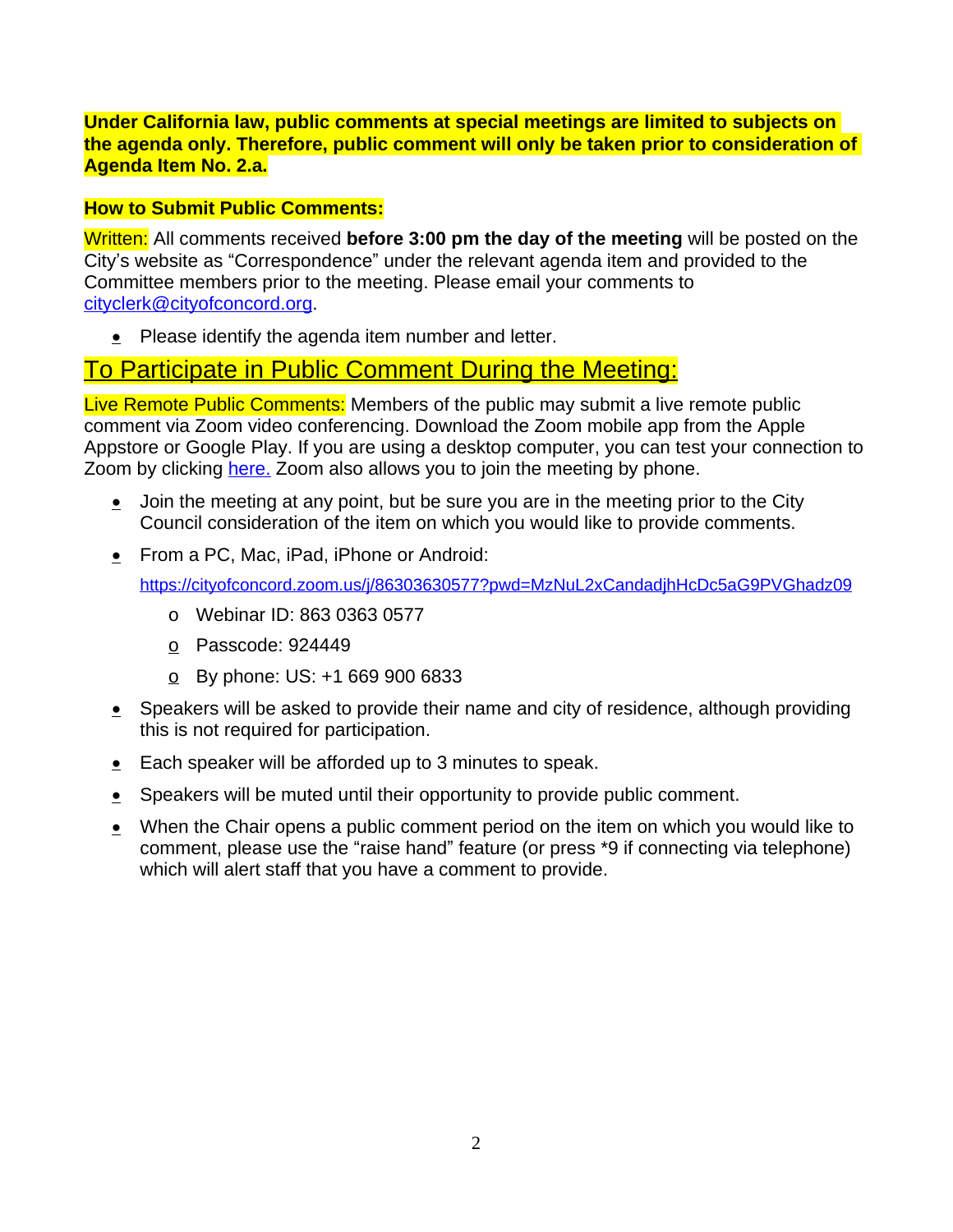**Under California law, public comments at special meetings are limited to subjects on the agenda only. Therefore, public comment will only be taken prior to consideration of Agenda Item No. 2.a.**

**How to Submit Public Comments:**

Written: All comments received **before 3:00 pm the day of the meeting** will be posted on the City's website as "Correspondence" under the relevant agenda item and provided to the Committee members prior to the meeting. Please email your comments to cityclerk@cityofconcord.org.

- Please identify the agenda item number and letter.

## To Participate in Public Comment During the Meeting:

Live Remote Public Comments: Members of the public may submit a live remote public comment via Zoom video conferencing. Download the Zoom mobile app from the Apple Appstore or Google Play. If you are using a desktop computer, you can test your connection to Zoom by clicking here. Zoom also allows you to join the meeting by phone.

- Join the meeting at any point, but be sure you are in the meeting prior to the City Council consideration of the item on which you would like to provide comments.
- From a PC, Mac, iPad, iPhone or Android:

  https://cityofconcord.zoom.us/j/86303630577?pwd=MzNuL2xCandadjhHcDc5aG9PVGhadz09

  - Webinar ID: 863 0363 0577
  - Passcode: 924449
  - By phone: US: +1 669 900 6833
- Speakers will be asked to provide their name and city of residence, although providing this is not required for participation.
- Each speaker will be afforded up to 3 minutes to speak.
- Speakers will be muted until their opportunity to provide public comment.
- When the Chair opens a public comment period on the item on which you would like to comment, please use the "raise hand" feature (or press *9 if connecting via telephone) which will alert staff that you have a comment to provide.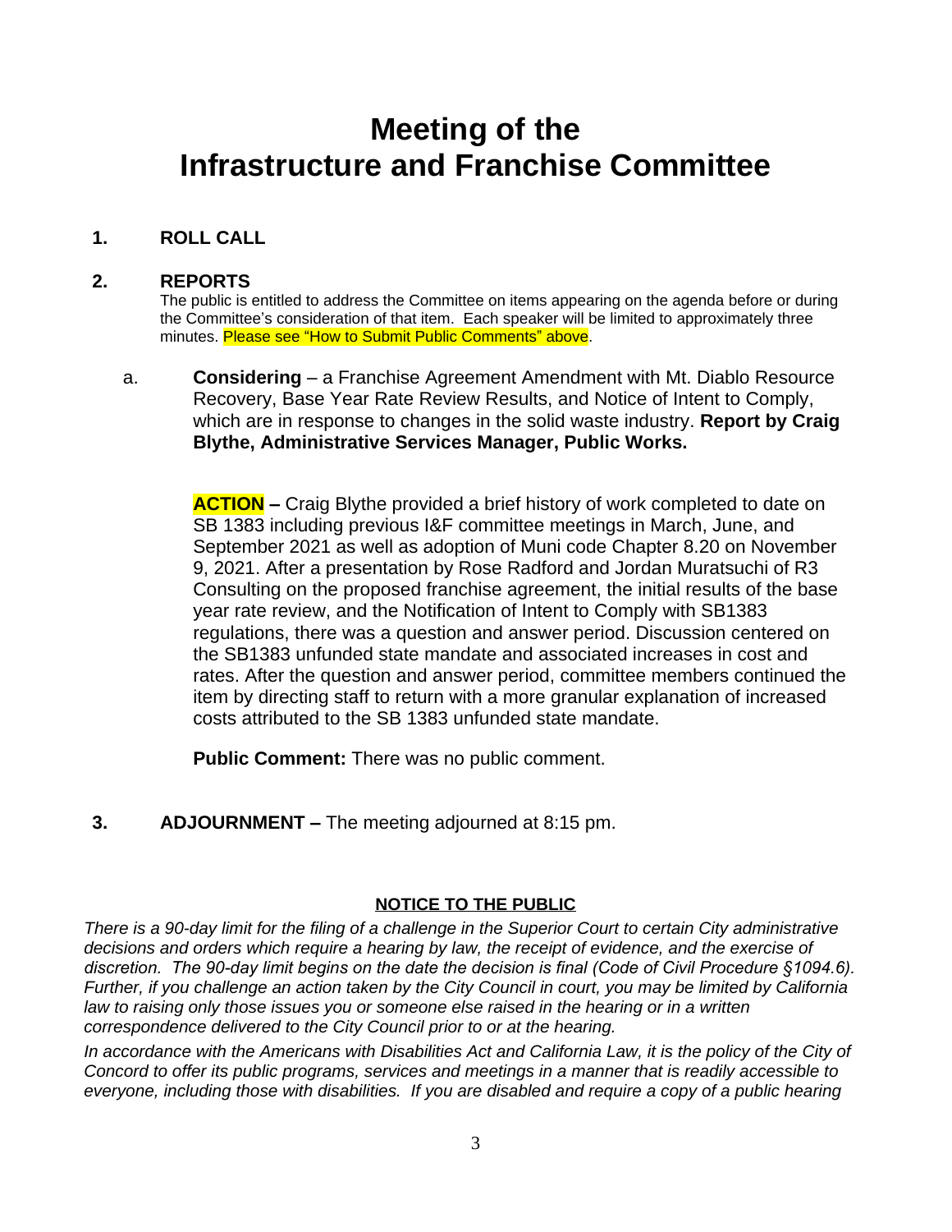# Meeting of the Infrastructure and Franchise Committee

## 1. ROLL CALL

## 2. REPORTS

The public is entitled to address the Committee on items appearing on the agenda before or during the Committee's consideration of that item. Each speaker will be limited to approximately three minutes. Please see "How to Submit Public Comments" above.

a. **Considering** – a Franchise Agreement Amendment with Mt. Diablo Resource Recovery, Base Year Rate Review Results, and Notice of Intent to Comply, which are in response to changes in the solid waste industry. **Report by Craig Blythe, Administrative Services Manager, Public Works.**

**ACTION –** Craig Blythe provided a brief history of work completed to date on SB 1383 including previous I&F committee meetings in March, June, and September 2021 as well as adoption of Muni code Chapter 8.20 on November 9, 2021. After a presentation by Rose Radford and Jordan Muratsuchi of R3 Consulting on the proposed franchise agreement, the initial results of the base year rate review, and the Notification of Intent to Comply with SB1383 regulations, there was a question and answer period. Discussion centered on the SB1383 unfunded state mandate and associated increases in cost and rates. After the question and answer period, committee members continued the item by directing staff to return with a more granular explanation of increased costs attributed to the SB 1383 unfunded state mandate.

**Public Comment:** There was no public comment.

## 3. ADJOURNMENT – The meeting adjourned at 8:15 pm.

**NOTICE TO THE PUBLIC**

*There is a 90-day limit for the filing of a challenge in the Superior Court to certain City administrative decisions and orders which require a hearing by law, the receipt of evidence, and the exercise of discretion. The 90-day limit begins on the date the decision is final (Code of Civil Procedure §1094.6). Further, if you challenge an action taken by the City Council in court, you may be limited by California law to raising only those issues you or someone else raised in the hearing or in a written correspondence delivered to the City Council prior to or at the hearing.*

*In accordance with the Americans with Disabilities Act and California Law, it is the policy of the City of Concord to offer its public programs, services and meetings in a manner that is readily accessible to everyone, including those with disabilities. If you are disabled and require a copy of a public hearing*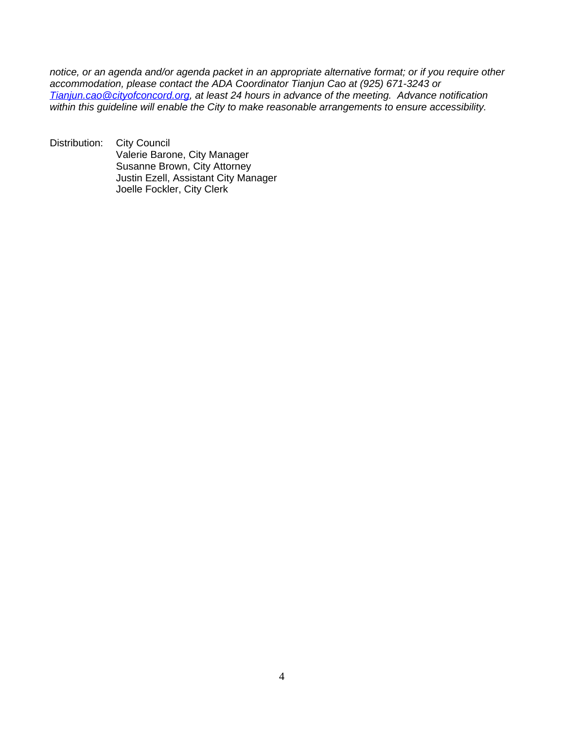*notice, or an agenda and/or agenda packet in an appropriate alternative format; or if you require other accommodation, please contact the ADA Coordinator Tianjun Cao at (925) 671-3243 or [Tianjun.cao@cityofconcord.org](mailto:Tianjun.cao@cityofconcord.org), at least 24 hours in advance of the meeting. Advance notification within this guideline will enable the City to make reasonable arrangements to ensure accessibility.*

Distribution: City Council
Valerie Barone, City Manager
Susanne Brown, City Attorney
Justin Ezell, Assistant City Manager
Joelle Fockler, City Clerk